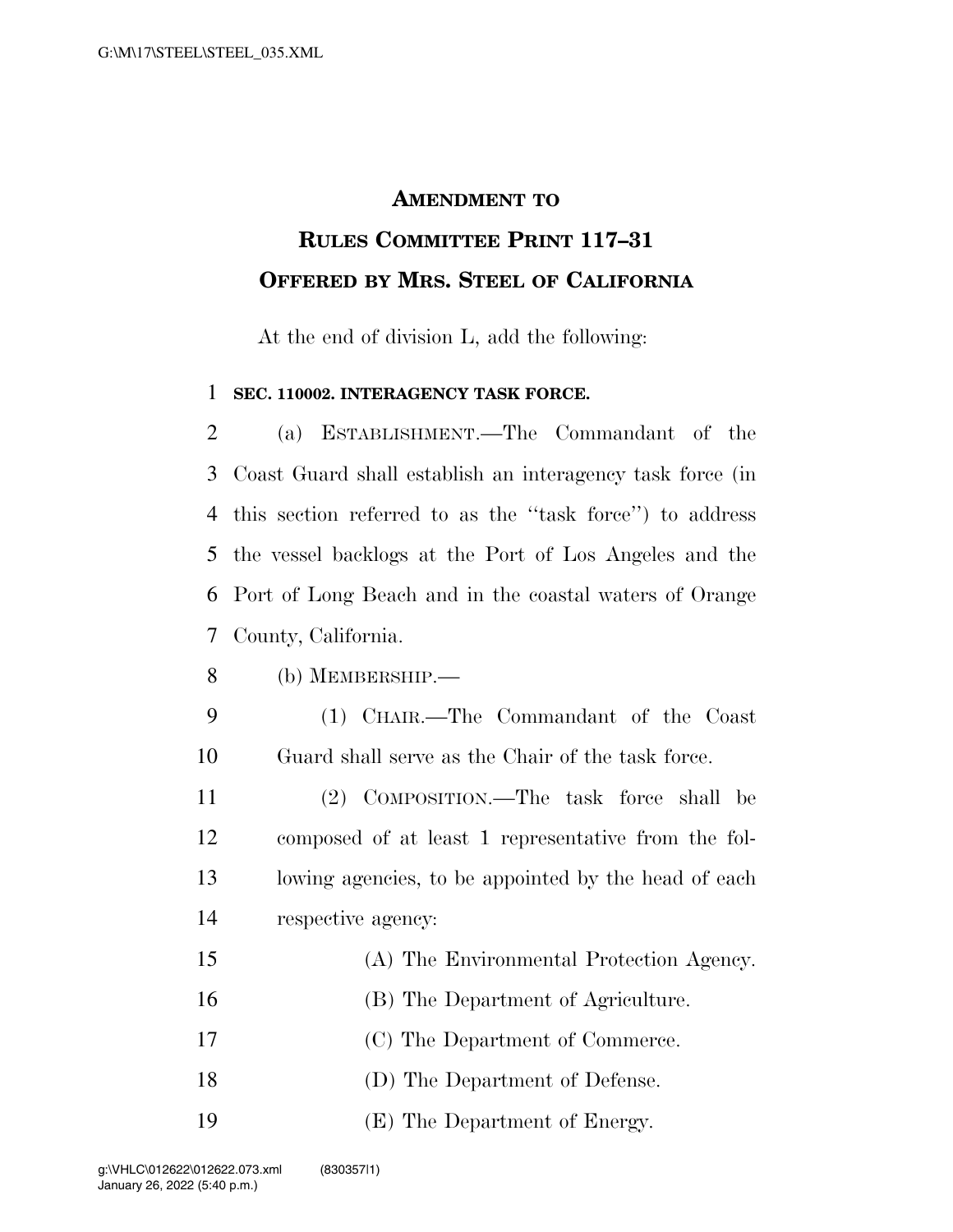# AMENDMENT TO RULES COMMITTEE PRINT 117–31 OFFERED BY MRS. STEEL OF CALIFORNIA

At the end of division L, add the following:

**SEC. 110002. INTERAGENCY TASK FORCE.**

(a) ESTABLISHMENT.—The Commandant of the Coast Guard shall establish an interagency task force (in this section referred to as the "task force") to address the vessel backlogs at the Port of Los Angeles and the Port of Long Beach and in the coastal waters of Orange County, California.

(b) MEMBERSHIP.—

(1) CHAIR.—The Commandant of the Coast Guard shall serve as the Chair of the task force.

(2) COMPOSITION.—The task force shall be composed of at least 1 representative from the following agencies, to be appointed by the head of each respective agency:

(A) The Environmental Protection Agency.

(B) The Department of Agriculture.

(C) The Department of Commerce.

(D) The Department of Defense.

(E) The Department of Energy.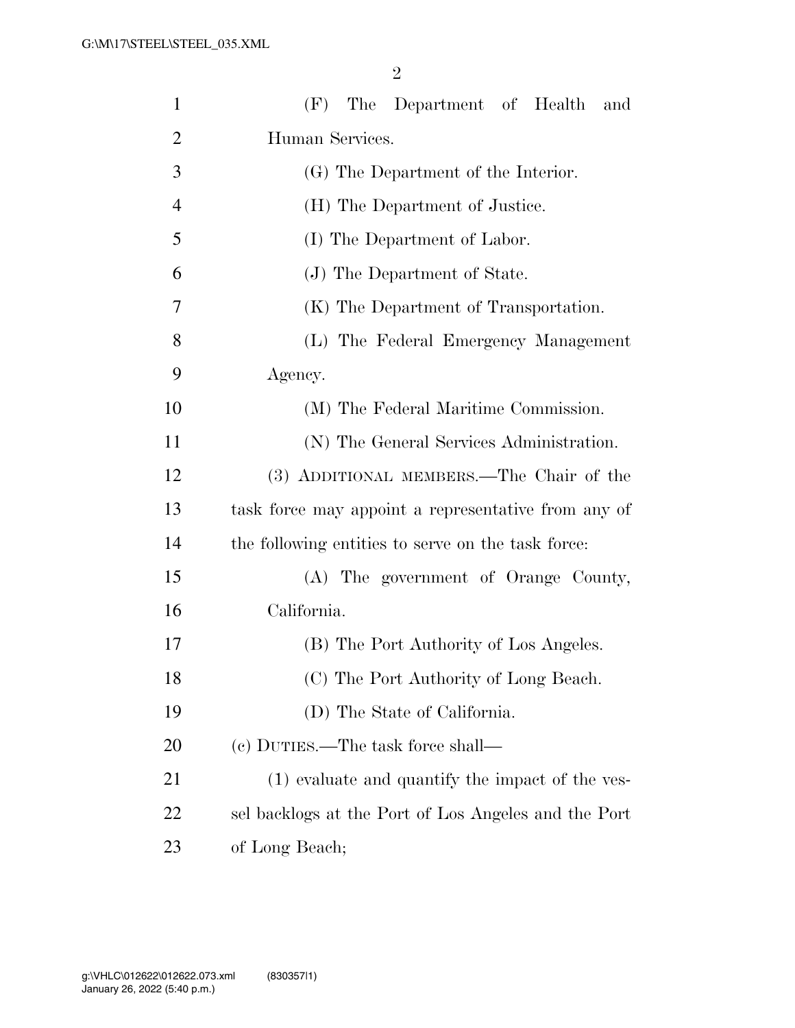(F) The Department of Health and Human Services.

(G) The Department of the Interior.

(H) The Department of Justice.

(I) The Department of Labor.

(J) The Department of State.

(K) The Department of Transportation.

(L) The Federal Emergency Management Agency.

(M) The Federal Maritime Commission.

(N) The General Services Administration.

(3) ADDITIONAL MEMBERS.—The Chair of the task force may appoint a representative from any of the following entities to serve on the task force:

(A) The government of Orange County, California.

(B) The Port Authority of Los Angeles.

(C) The Port Authority of Long Beach.

(D) The State of California.

(c) DUTIES.—The task force shall—

(1) evaluate and quantify the impact of the vessel backlogs at the Port of Los Angeles and the Port of Long Beach;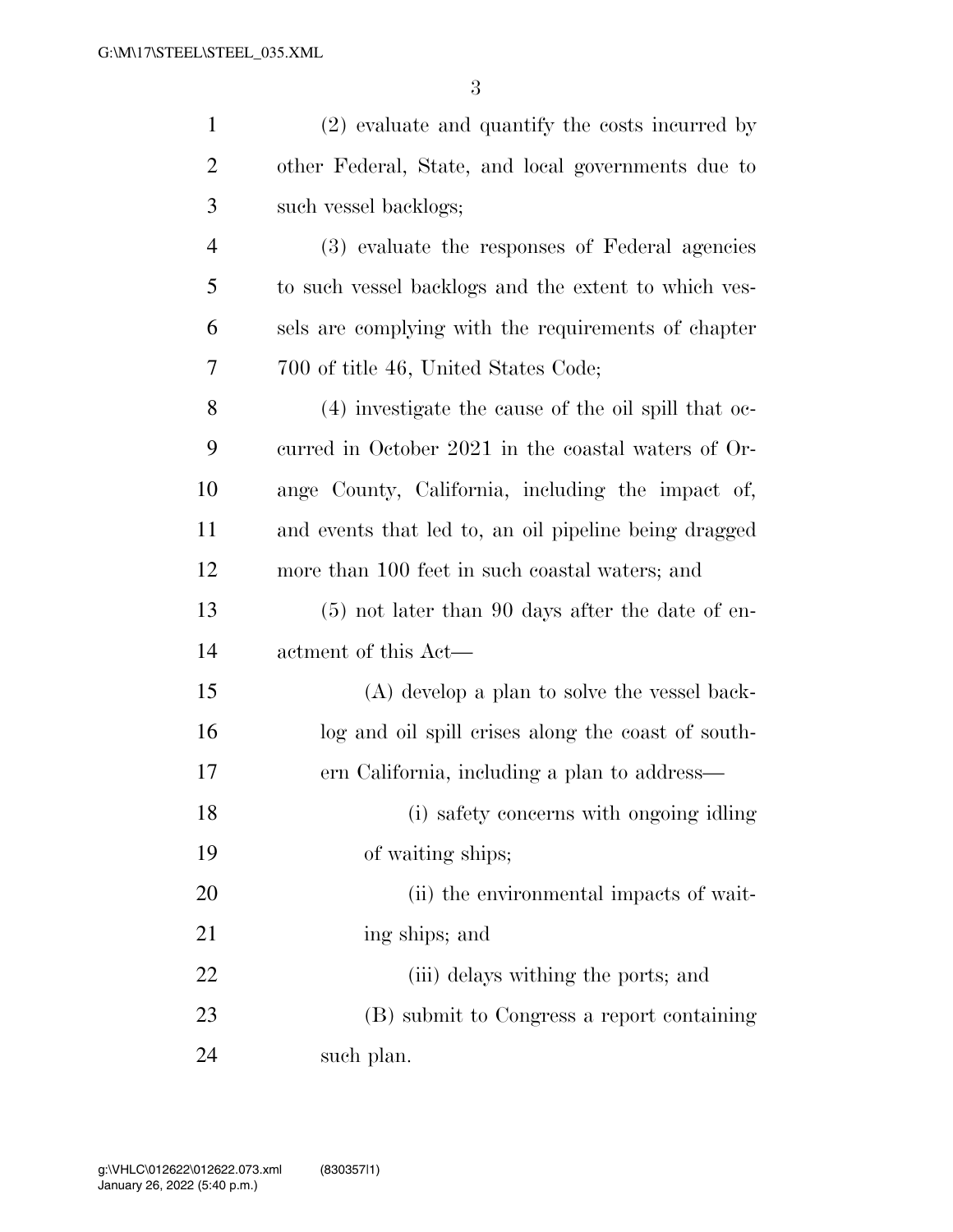(2) evaluate and quantify the costs incurred by other Federal, State, and local governments due to such vessel backlogs;

(3) evaluate the responses of Federal agencies to such vessel backlogs and the extent to which vessels are complying with the requirements of chapter 700 of title 46, United States Code;

(4) investigate the cause of the oil spill that occurred in October 2021 in the coastal waters of Orange County, California, including the impact of, and events that led to, an oil pipeline being dragged more than 100 feet in such coastal waters; and

(5) not later than 90 days after the date of enactment of this Act—

(A) develop a plan to solve the vessel backlog and oil spill crises along the coast of southern California, including a plan to address—

(i) safety concerns with ongoing idling of waiting ships;

(ii) the environmental impacts of waiting ships; and

(iii) delays withing the ports; and

(B) submit to Congress a report containing such plan.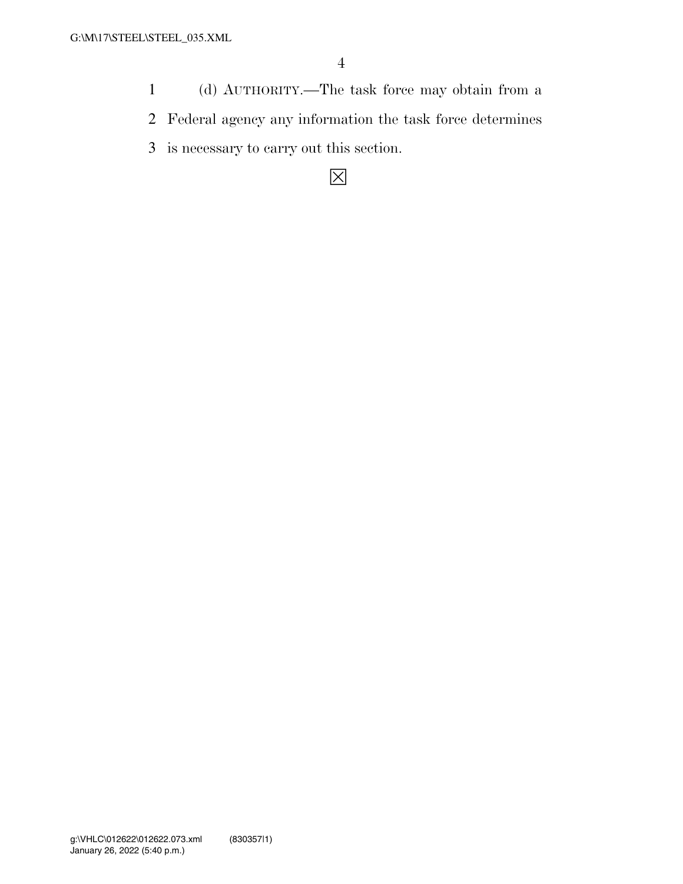(d) AUTHORITY.—The task force may obtain from a Federal agency any information the task force determines is necessary to carry out this section.